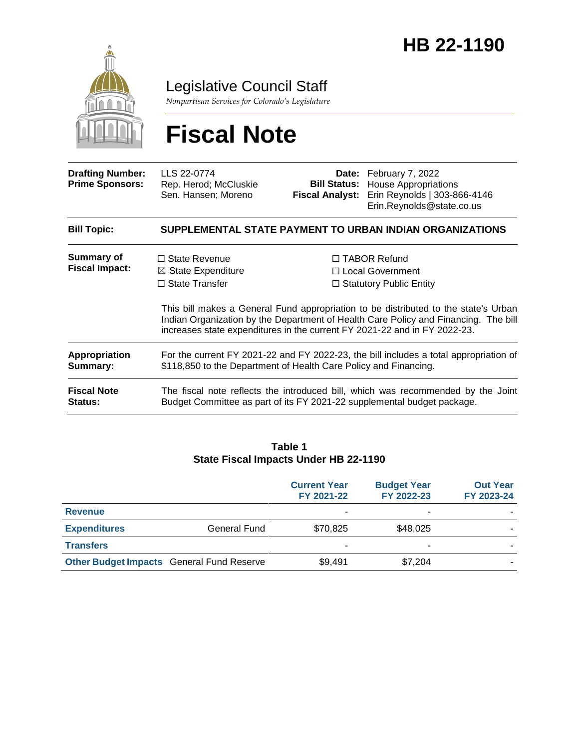# HB 22-1190

Legislative Council Staff

*Nonpartisan Services for Colorado's Legislature*

# Fiscal Note

| | | | |
|---|---|---|---|
| **Drafting Number:** | LLS 22-0774 | **Date:** | February 7, 2022 |
| **Prime Sponsors:** | Rep. Herod; McCluskie<br>Sen. Hansen; Moreno | **Bill Status:** | House Appropriations |
| | | **Fiscal Analyst:** | Erin Reynolds \| 303-866-4146<br>Erin.Reynolds@state.co.us |

**Bill Topic:** **SUPPLEMENTAL STATE PAYMENT TO URBAN INDIAN ORGANIZATIONS**

**Summary of Fiscal Impact:**

☐ State Revenue
☒ State Expenditure
☐ State Transfer
☐ TABOR Refund
☐ Local Government
☐ Statutory Public Entity

This bill makes a General Fund appropriation to be distributed to the state's Urban Indian Organization by the Department of Health Care Policy and Financing. The bill increases state expenditures in the current FY 2021-22 and in FY 2022-23.

**Appropriation Summary:** For the current FY 2021-22 and FY 2022-23, the bill includes a total appropriation of $118,850 to the Department of Health Care Policy and Financing.

**Fiscal Note Status:** The fiscal note reflects the introduced bill, which was recommended by the Joint Budget Committee as part of its FY 2021-22 supplemental budget package.

**Table 1**
**State Fiscal Impacts Under HB 22-1190**

| | | Current Year FY 2021-22 | Budget Year FY 2022-23 | Out Year FY 2023-24 |
|---|---|---|---|---|
| **Revenue** | | - | - | - |
| **Expenditures** | General Fund | $70,825 | $48,025 | - |
| **Transfers** | | - | - | - |
| **Other Budget Impacts** | General Fund Reserve | $9,491 | $7,204 | - |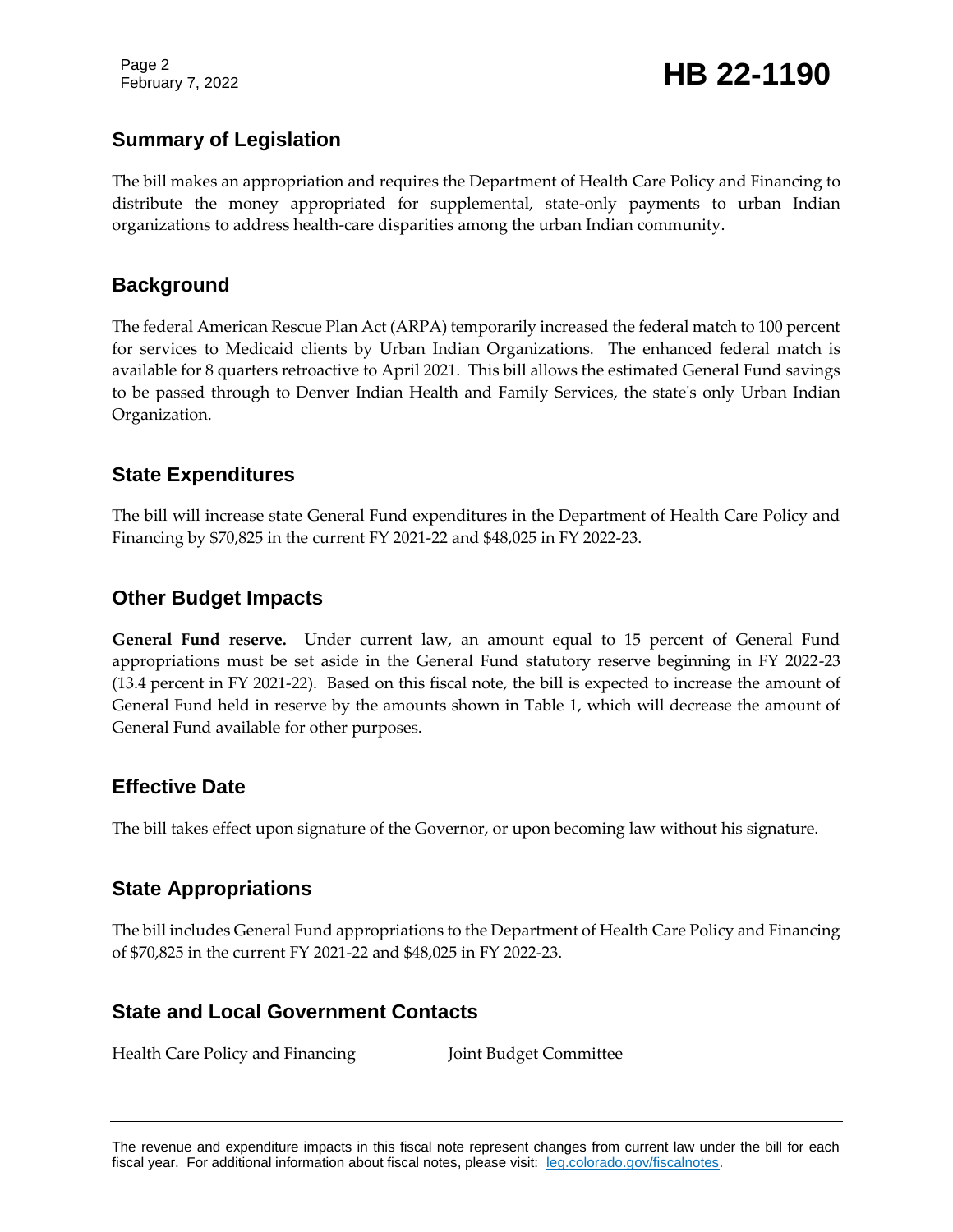## Summary of Legislation

The bill makes an appropriation and requires the Department of Health Care Policy and Financing to distribute the money appropriated for supplemental, state-only payments to urban Indian organizations to address health-care disparities among the urban Indian community.

## Background

The federal American Rescue Plan Act (ARPA) temporarily increased the federal match to 100 percent for services to Medicaid clients by Urban Indian Organizations. The enhanced federal match is available for 8 quarters retroactive to April 2021. This bill allows the estimated General Fund savings to be passed through to Denver Indian Health and Family Services, the state's only Urban Indian Organization.

## State Expenditures

The bill will increase state General Fund expenditures in the Department of Health Care Policy and Financing by $70,825 in the current FY 2021-22 and $48,025 in FY 2022-23.

## Other Budget Impacts

**General Fund reserve.** Under current law, an amount equal to 15 percent of General Fund appropriations must be set aside in the General Fund statutory reserve beginning in FY 2022-23 (13.4 percent in FY 2021-22). Based on this fiscal note, the bill is expected to increase the amount of General Fund held in reserve by the amounts shown in Table 1, which will decrease the amount of General Fund available for other purposes.

## Effective Date

The bill takes effect upon signature of the Governor, or upon becoming law without his signature.

## State Appropriations

The bill includes General Fund appropriations to the Department of Health Care Policy and Financing of $70,825 in the current FY 2021-22 and $48,025 in FY 2022-23.

## State and Local Government Contacts

Health Care Policy and Financing    Joint Budget Committee

The revenue and expenditure impacts in this fiscal note represent changes from current law under the bill for each fiscal year. For additional information about fiscal notes, please visit: leg.colorado.gov/fiscalnotes.